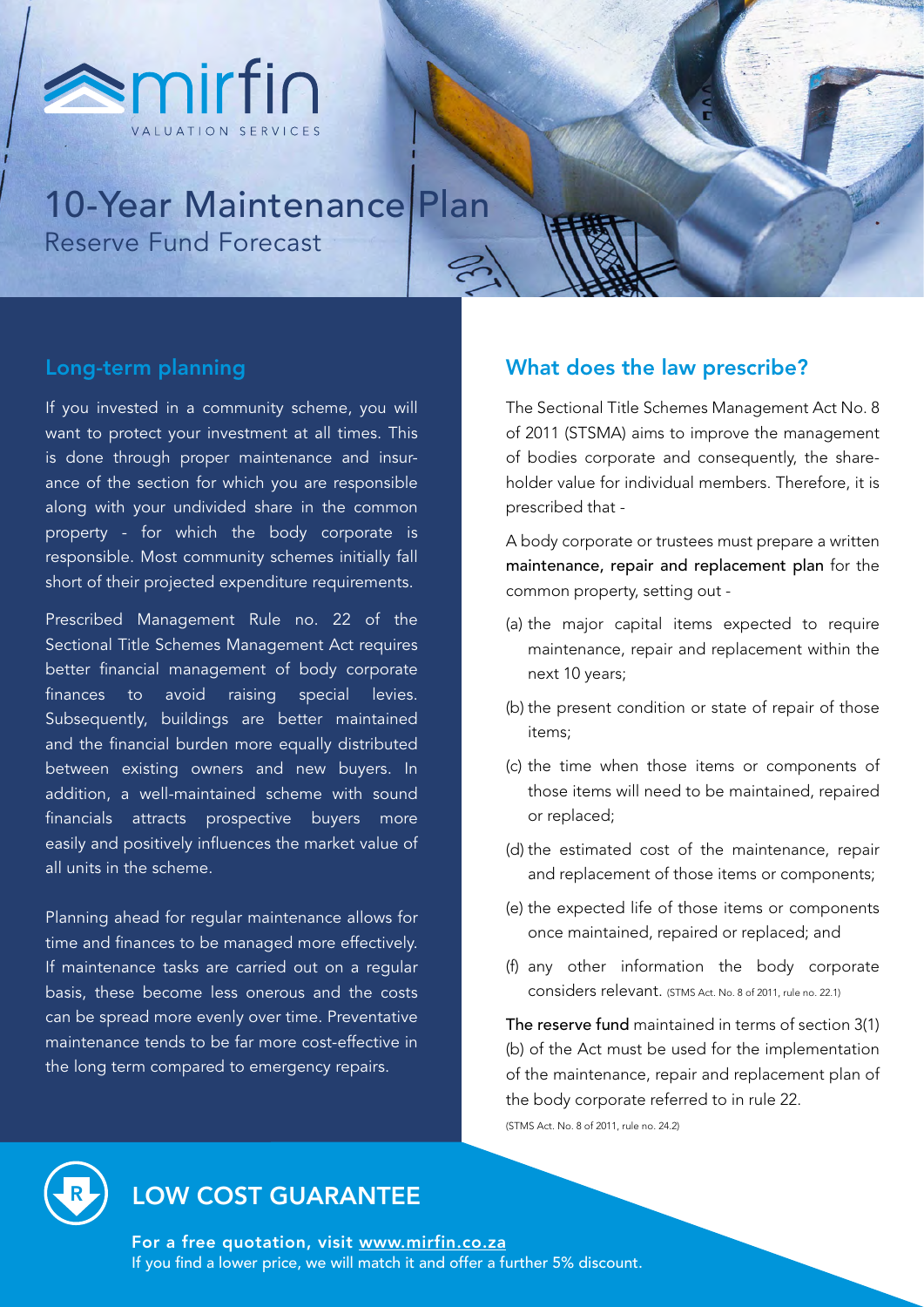mirfin

VALUATION SERVICES

# 10-Year Maintenance Plan

Reserve Fund Forecast

## Long-term planning

If you invested in a community scheme, you will want to protect your investment at all times. This is done through proper maintenance and insurance of the section for which you are responsible along with your undivided share in the common property - for which the body corporate is responsible. Most community schemes initially fall short of their projected expenditure requirements.

Prescribed Management Rule no. 22 of the Sectional Title Schemes Management Act requires better financial management of body corporate finances to avoid raising special levies. Subsequently, buildings are better maintained and the financial burden more equally distributed between existing owners and new buyers. In addition, a well-maintained scheme with sound financials attracts prospective buyers more easily and positively influences the market value of all units in the scheme.

Planning ahead for regular maintenance allows for time and finances to be managed more effectively. If maintenance tasks are carried out on a regular basis, these become less onerous and the costs can be spread more evenly over time. Preventative maintenance tends to be far more cost-effective in the long term compared to emergency repairs.

## What does the law prescribe?

The Sectional Title Schemes Management Act No. 8 of 2011 (STSMA) aims to improve the management of bodies corporate and consequently, the shareholder value for individual members. Therefore, it is prescribed that -

A body corporate or trustees must prepare a written **maintenance, repair and replacement plan** for the common property, setting out -

(a) the major capital items expected to require maintenance, repair and replacement within the next 10 years;

(b) the present condition or state of repair of those items;

(c) the time when those items or components of those items will need to be maintained, repaired or replaced;

(d) the estimated cost of the maintenance, repair and replacement of those items or components;

(e) the expected life of those items or components once maintained, repaired or replaced; and

(f) any other information the body corporate considers relevant. (STMS Act. No. 8 of 2011, rule no. 22.1)

**The reserve fund** maintained in terms of section 3(1)(b) of the Act must be used for the implementation of the maintenance, repair and replacement plan of the body corporate referred to in rule 22.

(STMS Act. No. 8 of 2011, rule no. 24.2)

## LOW COST GUARANTEE

**For a free quotation, visit www.mirfin.co.za**

If you find a lower price, we will match it and offer a further 5% discount.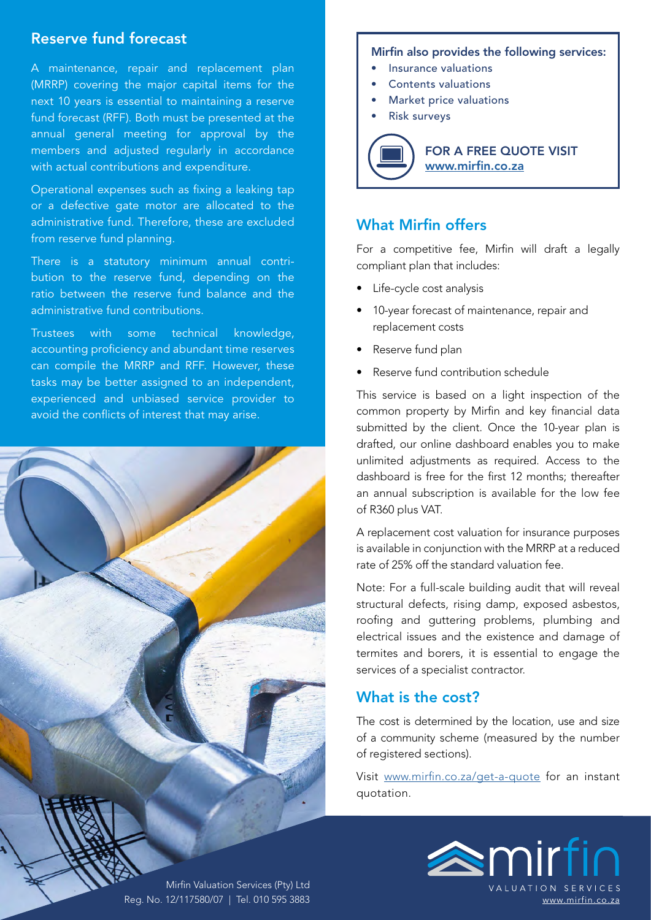## Reserve fund forecast

A maintenance, repair and replacement plan (MRRP) covering the major capital items for the next 10 years is essential to maintaining a reserve fund forecast (RFF). Both must be presented at the annual general meeting for approval by the members and adjusted regularly in accordance with actual contributions and expenditure.

Operational expenses such as fixing a leaking tap or a defective gate motor are allocated to the administrative fund. Therefore, these are excluded from reserve fund planning.

There is a statutory minimum annual contribution to the reserve fund, depending on the ratio between the reserve fund balance and the administrative fund contributions.

Trustees with some technical knowledge, accounting proficiency and abundant time reserves can compile the MRRP and RFF. However, these tasks may be better assigned to an independent, experienced and unbiased service provider to avoid the conflicts of interest that may arise.

**Mirfin also provides the following services:**

- Insurance valuations
- Contents valuations
- Market price valuations
- Risk surveys

**FOR A FREE QUOTE VISIT www.mirfin.co.za**

## What Mirfin offers

For a competitive fee, Mirfin will draft a legally compliant plan that includes:

- Life-cycle cost analysis
- 10-year forecast of maintenance, repair and replacement costs
- Reserve fund plan
- Reserve fund contribution schedule

This service is based on a light inspection of the common property by Mirfin and key financial data submitted by the client. Once the 10-year plan is drafted, our online dashboard enables you to make unlimited adjustments as required. Access to the dashboard is free for the first 12 months; thereafter an annual subscription is available for the low fee of R360 plus VAT.

A replacement cost valuation for insurance purposes is available in conjunction with the MRRP at a reduced rate of 25% off the standard valuation fee.

Note: For a full-scale building audit that will reveal structural defects, rising damp, exposed asbestos, roofing and guttering problems, plumbing and electrical issues and the existence and damage of termites and borers, it is essential to engage the services of a specialist contractor.

## What is the cost?

The cost is determined by the location, use and size of a community scheme (measured by the number of registered sections).

Visit www.mirfin.co.za/get-a-quote for an instant quotation.

Mirfin Valuation Services (Pty) Ltd
Reg. No. 12/117580/07 | Tel. 010 595 3883

mirfin
VALUATION SERVICES
www.mirfin.co.za